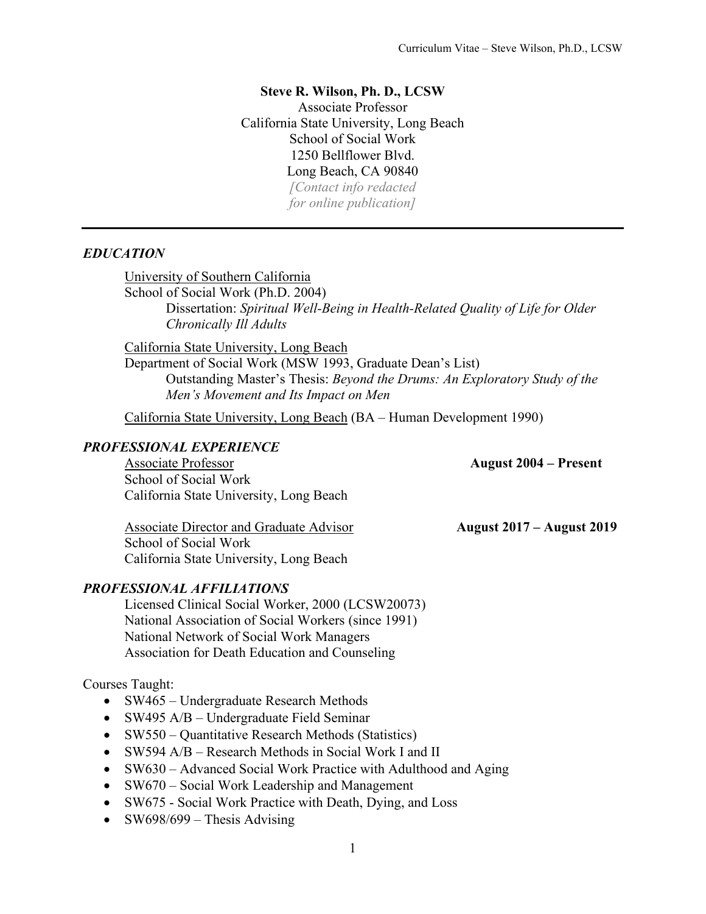**Steve R. Wilson, Ph. D., LCSW**
Associate Professor
California State University, Long Beach
School of Social Work
1250 Bellflower Blvd.
Long Beach, CA 90840
*[Contact info redacted for online publication]*

---

## *EDUCATION*

University of Southern California
School of Social Work (Ph.D. 2004)
Dissertation: *Spiritual Well-Being in Health-Related Quality of Life for Older Chronically Ill Adults*

California State University, Long Beach
Department of Social Work (MSW 1993, Graduate Dean's List)
Outstanding Master's Thesis: *Beyond the Drums: An Exploratory Study of the Men's Movement and Its Impact on Men*

California State University, Long Beach (BA – Human Development 1990)

## *PROFESSIONAL EXPERIENCE*

Associate Professor — **August 2004 – Present**
School of Social Work
California State University, Long Beach

Associate Director and Graduate Advisor — **August 2017 – August 2019**
School of Social Work
California State University, Long Beach

## *PROFESSIONAL AFFILIATIONS*

Licensed Clinical Social Worker, 2000 (LCSW20073)
National Association of Social Workers (since 1991)
National Network of Social Work Managers
Association for Death Education and Counseling

Courses Taught:

- SW465 – Undergraduate Research Methods
- SW495 A/B – Undergraduate Field Seminar
- SW550 – Quantitative Research Methods (Statistics)
- SW594 A/B – Research Methods in Social Work I and II
- SW630 – Advanced Social Work Practice with Adulthood and Aging
- SW670 – Social Work Leadership and Management
- SW675 - Social Work Practice with Death, Dying, and Loss
- SW698/699 – Thesis Advising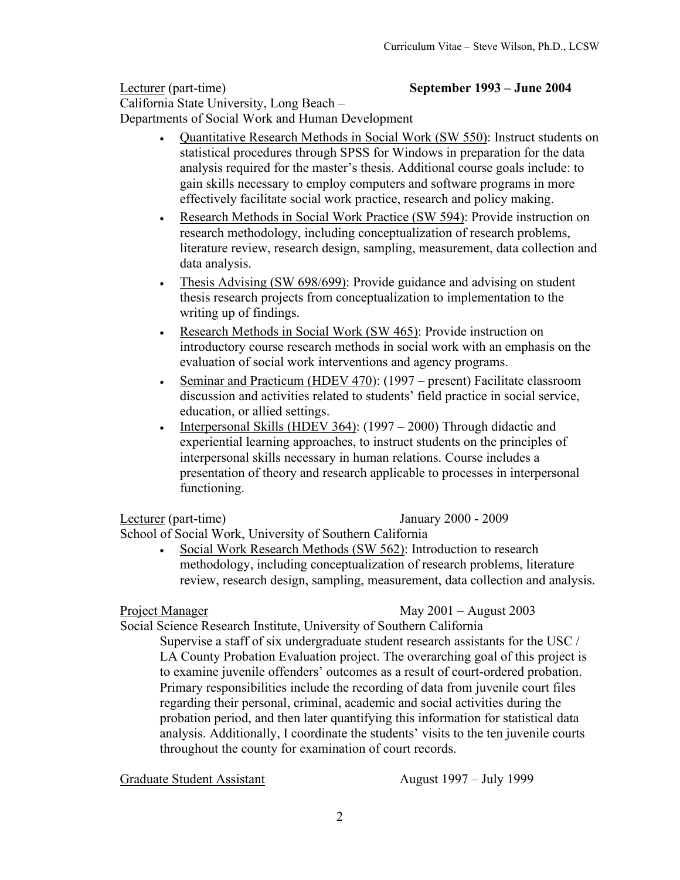Lecturer (part-time) **September 1993 – June 2004**
California State University, Long Beach –
Departments of Social Work and Human Development

- Quantitative Research Methods in Social Work (SW 550): Instruct students on statistical procedures through SPSS for Windows in preparation for the data analysis required for the master's thesis. Additional course goals include: to gain skills necessary to employ computers and software programs in more effectively facilitate social work practice, research and policy making.
- Research Methods in Social Work Practice (SW 594): Provide instruction on research methodology, including conceptualization of research problems, literature review, research design, sampling, measurement, data collection and data analysis.
- Thesis Advising (SW 698/699): Provide guidance and advising on student thesis research projects from conceptualization to implementation to the writing up of findings.
- Research Methods in Social Work (SW 465): Provide instruction on introductory course research methods in social work with an emphasis on the evaluation of social work interventions and agency programs.
- Seminar and Practicum (HDEV 470): (1997 – present) Facilitate classroom discussion and activities related to students' field practice in social service, education, or allied settings.
- Interpersonal Skills (HDEV 364): (1997 – 2000) Through didactic and experiential learning approaches, to instruct students on the principles of interpersonal skills necessary in human relations. Course includes a presentation of theory and research applicable to processes in interpersonal functioning.

Lecturer (part-time) January 2000 - 2009
School of Social Work, University of Southern California

- Social Work Research Methods (SW 562): Introduction to research methodology, including conceptualization of research problems, literature review, research design, sampling, measurement, data collection and analysis.

Project Manager May 2001 – August 2003
Social Science Research Institute, University of Southern California

Supervise a staff of six undergraduate student research assistants for the USC / LA County Probation Evaluation project. The overarching goal of this project is to examine juvenile offenders' outcomes as a result of court-ordered probation. Primary responsibilities include the recording of data from juvenile court files regarding their personal, criminal, academic and social activities during the probation period, and then later quantifying this information for statistical data analysis. Additionally, I coordinate the students' visits to the ten juvenile courts throughout the county for examination of court records.

Graduate Student Assistant August 1997 – July 1999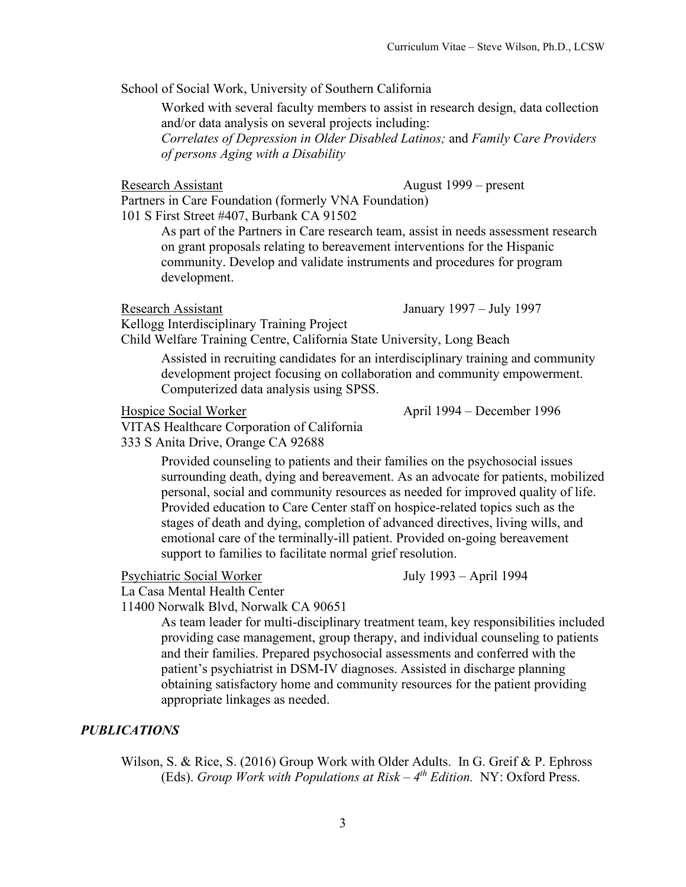School of Social Work, University of Southern California

Worked with several faculty members to assist in research design, data collection and/or data analysis on several projects including: *Correlates of Depression in Older Disabled Latinos;* and *Family Care Providers of persons Aging with a Disability*

Research Assistant — August 1999 – present

Partners in Care Foundation (formerly VNA Foundation)
101 S First Street #407, Burbank CA 91502

As part of the Partners in Care research team, assist in needs assessment research on grant proposals relating to bereavement interventions for the Hispanic community. Develop and validate instruments and procedures for program development.

Research Assistant — January 1997 – July 1997

Kellogg Interdisciplinary Training Project
Child Welfare Training Centre, California State University, Long Beach

Assisted in recruiting candidates for an interdisciplinary training and community development project focusing on collaboration and community empowerment. Computerized data analysis using SPSS.

Hospice Social Worker — April 1994 – December 1996

VITAS Healthcare Corporation of California
333 S Anita Drive, Orange CA 92688

Provided counseling to patients and their families on the psychosocial issues surrounding death, dying and bereavement. As an advocate for patients, mobilized personal, social and community resources as needed for improved quality of life. Provided education to Care Center staff on hospice-related topics such as the stages of death and dying, completion of advanced directives, living wills, and emotional care of the terminally-ill patient. Provided on-going bereavement support to families to facilitate normal grief resolution.

Psychiatric Social Worker — July 1993 – April 1994

La Casa Mental Health Center
11400 Norwalk Blvd, Norwalk CA 90651

As team leader for multi-disciplinary treatment team, key responsibilities included providing case management, group therapy, and individual counseling to patients and their families. Prepared psychosocial assessments and conferred with the patient's psychiatrist in DSM-IV diagnoses. Assisted in discharge planning obtaining satisfactory home and community resources for the patient providing appropriate linkages as needed.

## *PUBLICATIONS*

Wilson, S. & Rice, S. (2016) Group Work with Older Adults. In G. Greif & P. Ephross (Eds). *Group Work with Populations at Risk – 4th Edition.* NY: Oxford Press.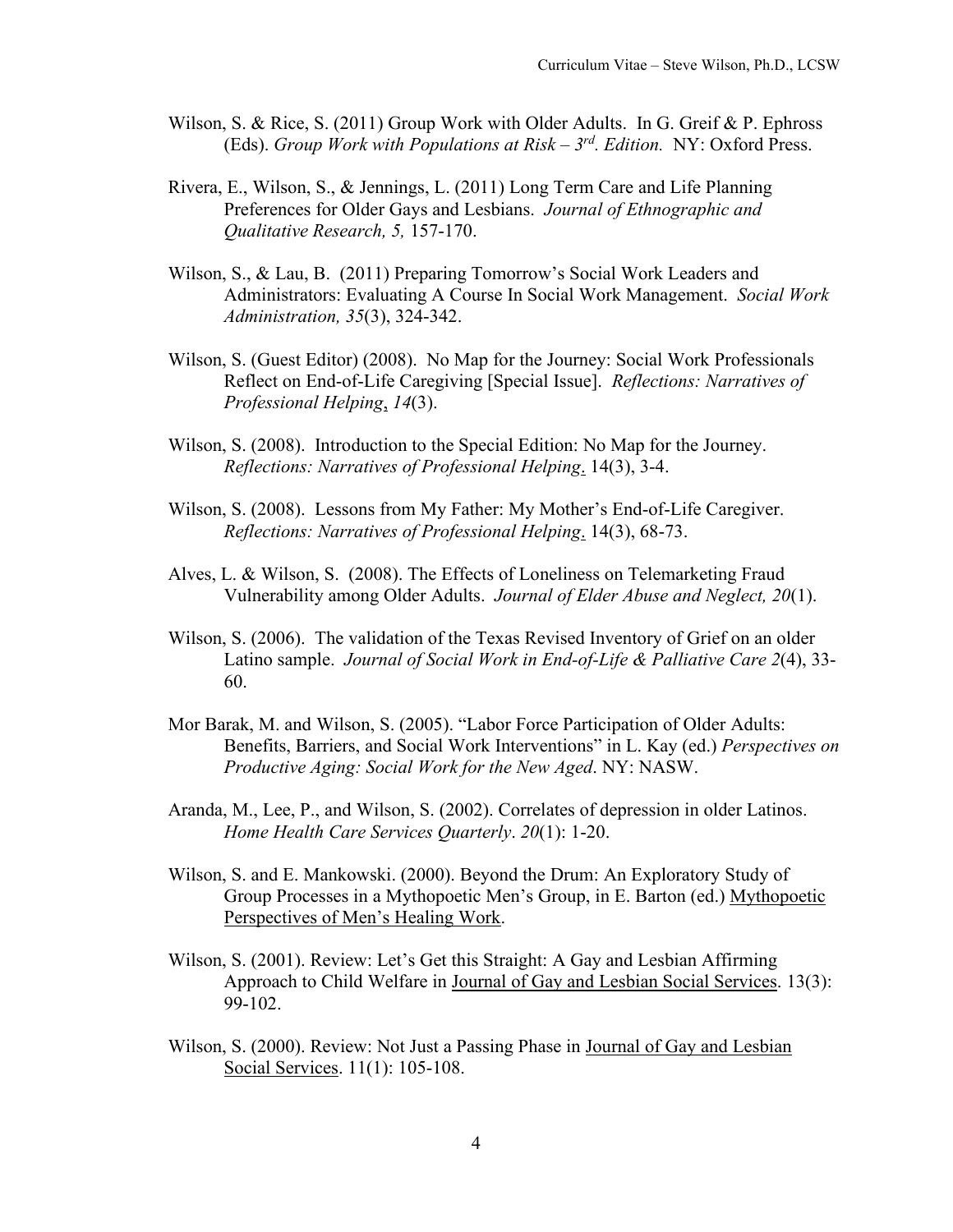Wilson, S. & Rice, S. (2011) Group Work with Older Adults. In G. Greif & P. Ephross (Eds). *Group Work with Populations at Risk – 3rd. Edition.* NY: Oxford Press.

Rivera, E., Wilson, S., & Jennings, L. (2011) Long Term Care and Life Planning Preferences for Older Gays and Lesbians. *Journal of Ethnographic and Qualitative Research, 5,* 157-170.

Wilson, S., & Lau, B. (2011) Preparing Tomorrow's Social Work Leaders and Administrators: Evaluating A Course In Social Work Management. *Social Work Administration, 35*(3), 324-342.

Wilson, S. (Guest Editor) (2008). No Map for the Journey: Social Work Professionals Reflect on End-of-Life Caregiving [Special Issue]. *Reflections: Narratives of Professional Helping*, *14*(3).

Wilson, S. (2008). Introduction to the Special Edition: No Map for the Journey. *Reflections: Narratives of Professional Helping*. 14(3), 3-4.

Wilson, S. (2008). Lessons from My Father: My Mother's End-of-Life Caregiver. *Reflections: Narratives of Professional Helping*. 14(3), 68-73.

Alves, L. & Wilson, S. (2008). The Effects of Loneliness on Telemarketing Fraud Vulnerability among Older Adults. *Journal of Elder Abuse and Neglect, 20*(1).

Wilson, S. (2006). The validation of the Texas Revised Inventory of Grief on an older Latino sample. *Journal of Social Work in End-of-Life & Palliative Care 2*(4), 33-60.

Mor Barak, M. and Wilson, S. (2005). "Labor Force Participation of Older Adults: Benefits, Barriers, and Social Work Interventions" in L. Kay (ed.) *Perspectives on Productive Aging: Social Work for the New Aged*. NY: NASW.

Aranda, M., Lee, P., and Wilson, S. (2002). Correlates of depression in older Latinos. *Home Health Care Services Quarterly*. *20*(1): 1-20.

Wilson, S. and E. Mankowski. (2000). Beyond the Drum: An Exploratory Study of Group Processes in a Mythopoetic Men's Group, in E. Barton (ed.) Mythopoetic Perspectives of Men's Healing Work.

Wilson, S. (2001). Review: Let's Get this Straight: A Gay and Lesbian Affirming Approach to Child Welfare in Journal of Gay and Lesbian Social Services. 13(3): 99-102.

Wilson, S. (2000). Review: Not Just a Passing Phase in Journal of Gay and Lesbian Social Services. 11(1): 105-108.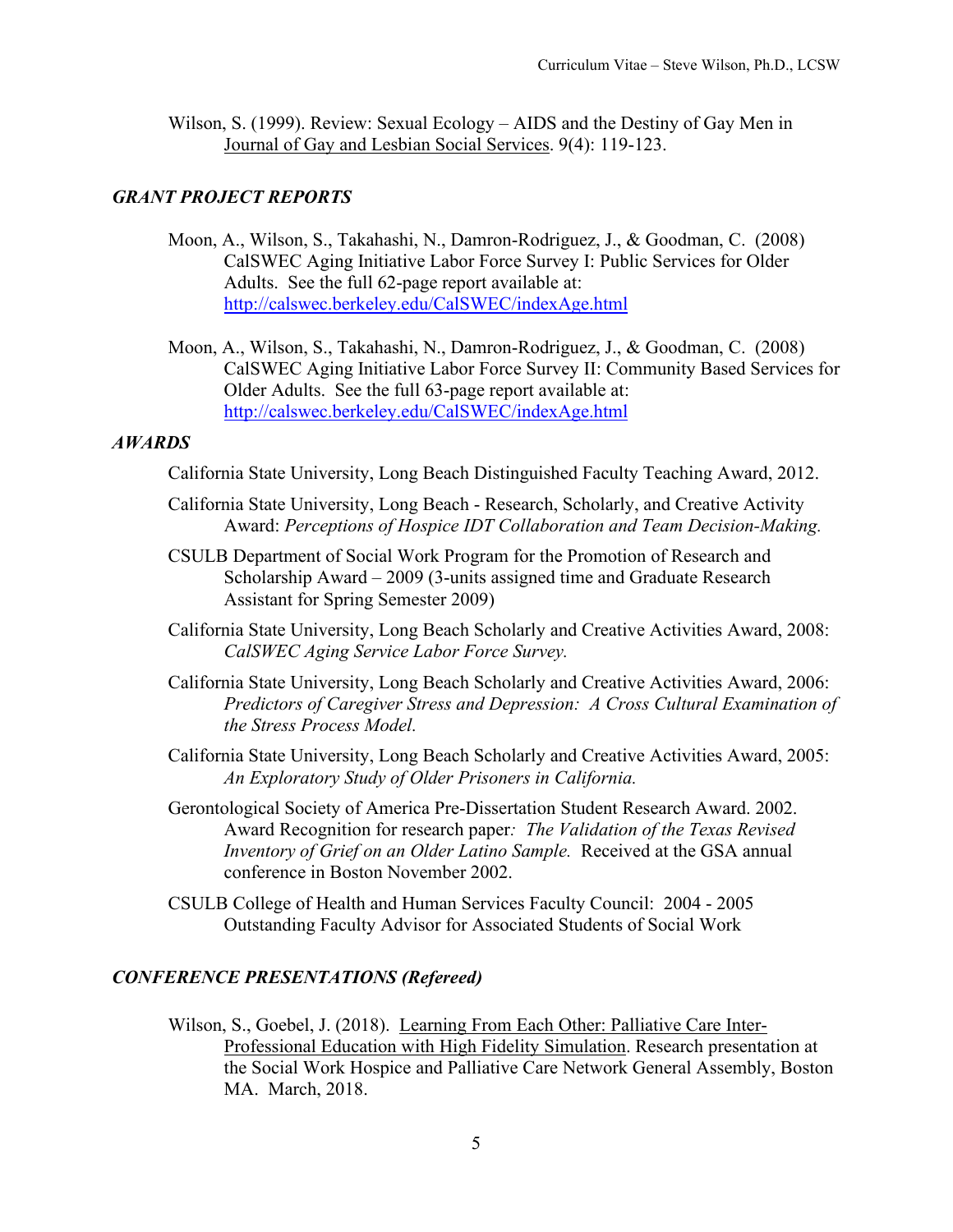Wilson, S. (1999). Review: Sexual Ecology – AIDS and the Destiny of Gay Men in Journal of Gay and Lesbian Social Services. 9(4): 119-123.

### *GRANT PROJECT REPORTS*

Moon, A., Wilson, S., Takahashi, N., Damron-Rodriguez, J., & Goodman, C. (2008) CalSWEC Aging Initiative Labor Force Survey I: Public Services for Older Adults. See the full 62-page report available at: http://calswec.berkeley.edu/CalSWEC/indexAge.html

Moon, A., Wilson, S., Takahashi, N., Damron-Rodriguez, J., & Goodman, C. (2008) CalSWEC Aging Initiative Labor Force Survey II: Community Based Services for Older Adults. See the full 63-page report available at: http://calswec.berkeley.edu/CalSWEC/indexAge.html

### *AWARDS*

California State University, Long Beach Distinguished Faculty Teaching Award, 2012.

California State University, Long Beach - Research, Scholarly, and Creative Activity Award: *Perceptions of Hospice IDT Collaboration and Team Decision-Making.*

CSULB Department of Social Work Program for the Promotion of Research and Scholarship Award – 2009 (3-units assigned time and Graduate Research Assistant for Spring Semester 2009)

California State University, Long Beach Scholarly and Creative Activities Award, 2008: *CalSWEC Aging Service Labor Force Survey.*

California State University, Long Beach Scholarly and Creative Activities Award, 2006: *Predictors of Caregiver Stress and Depression: A Cross Cultural Examination of the Stress Process Model.*

California State University, Long Beach Scholarly and Creative Activities Award, 2005: *An Exploratory Study of Older Prisoners in California.*

Gerontological Society of America Pre-Dissertation Student Research Award. 2002. Award Recognition for research paper*: The Validation of the Texas Revised Inventory of Grief on an Older Latino Sample.* Received at the GSA annual conference in Boston November 2002.

CSULB College of Health and Human Services Faculty Council: 2004 - 2005 Outstanding Faculty Advisor for Associated Students of Social Work

### *CONFERENCE PRESENTATIONS (Refereed)*

Wilson, S., Goebel, J. (2018). Learning From Each Other: Palliative Care Inter-Professional Education with High Fidelity Simulation. Research presentation at the Social Work Hospice and Palliative Care Network General Assembly, Boston MA. March, 2018.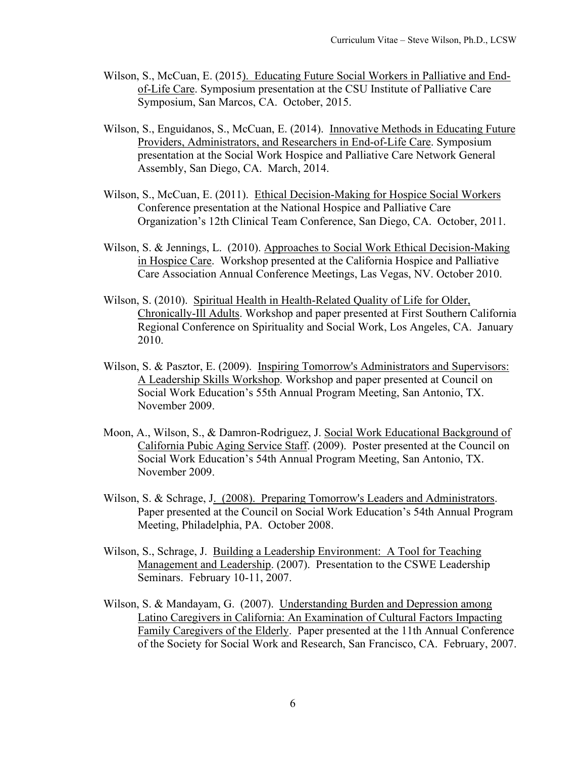Wilson, S., McCuan, E. (2015). Educating Future Social Workers in Palliative and End-of-Life Care. Symposium presentation at the CSU Institute of Palliative Care Symposium, San Marcos, CA. October, 2015.

Wilson, S., Enguidanos, S., McCuan, E. (2014). Innovative Methods in Educating Future Providers, Administrators, and Researchers in End-of-Life Care. Symposium presentation at the Social Work Hospice and Palliative Care Network General Assembly, San Diego, CA. March, 2014.

Wilson, S., McCuan, E. (2011). Ethical Decision-Making for Hospice Social Workers Conference presentation at the National Hospice and Palliative Care Organization's 12th Clinical Team Conference, San Diego, CA. October, 2011.

Wilson, S. & Jennings, L. (2010). Approaches to Social Work Ethical Decision-Making in Hospice Care. Workshop presented at the California Hospice and Palliative Care Association Annual Conference Meetings, Las Vegas, NV. October 2010.

Wilson, S. (2010). Spiritual Health in Health-Related Quality of Life for Older, Chronically-Ill Adults. Workshop and paper presented at First Southern California Regional Conference on Spirituality and Social Work, Los Angeles, CA. January 2010.

Wilson, S. & Pasztor, E. (2009). Inspiring Tomorrow's Administrators and Supervisors: A Leadership Skills Workshop. Workshop and paper presented at Council on Social Work Education's 55th Annual Program Meeting, San Antonio, TX. November 2009.

Moon, A., Wilson, S., & Damron-Rodriguez, J. Social Work Educational Background of California Pubic Aging Service Staff. (2009). Poster presented at the Council on Social Work Education's 54th Annual Program Meeting, San Antonio, TX. November 2009.

Wilson, S. & Schrage, J. (2008). Preparing Tomorrow's Leaders and Administrators. Paper presented at the Council on Social Work Education's 54th Annual Program Meeting, Philadelphia, PA. October 2008.

Wilson, S., Schrage, J. Building a Leadership Environment: A Tool for Teaching Management and Leadership. (2007). Presentation to the CSWE Leadership Seminars. February 10-11, 2007.

Wilson, S. & Mandayam, G. (2007). Understanding Burden and Depression among Latino Caregivers in California: An Examination of Cultural Factors Impacting Family Caregivers of the Elderly. Paper presented at the 11th Annual Conference of the Society for Social Work and Research, San Francisco, CA. February, 2007.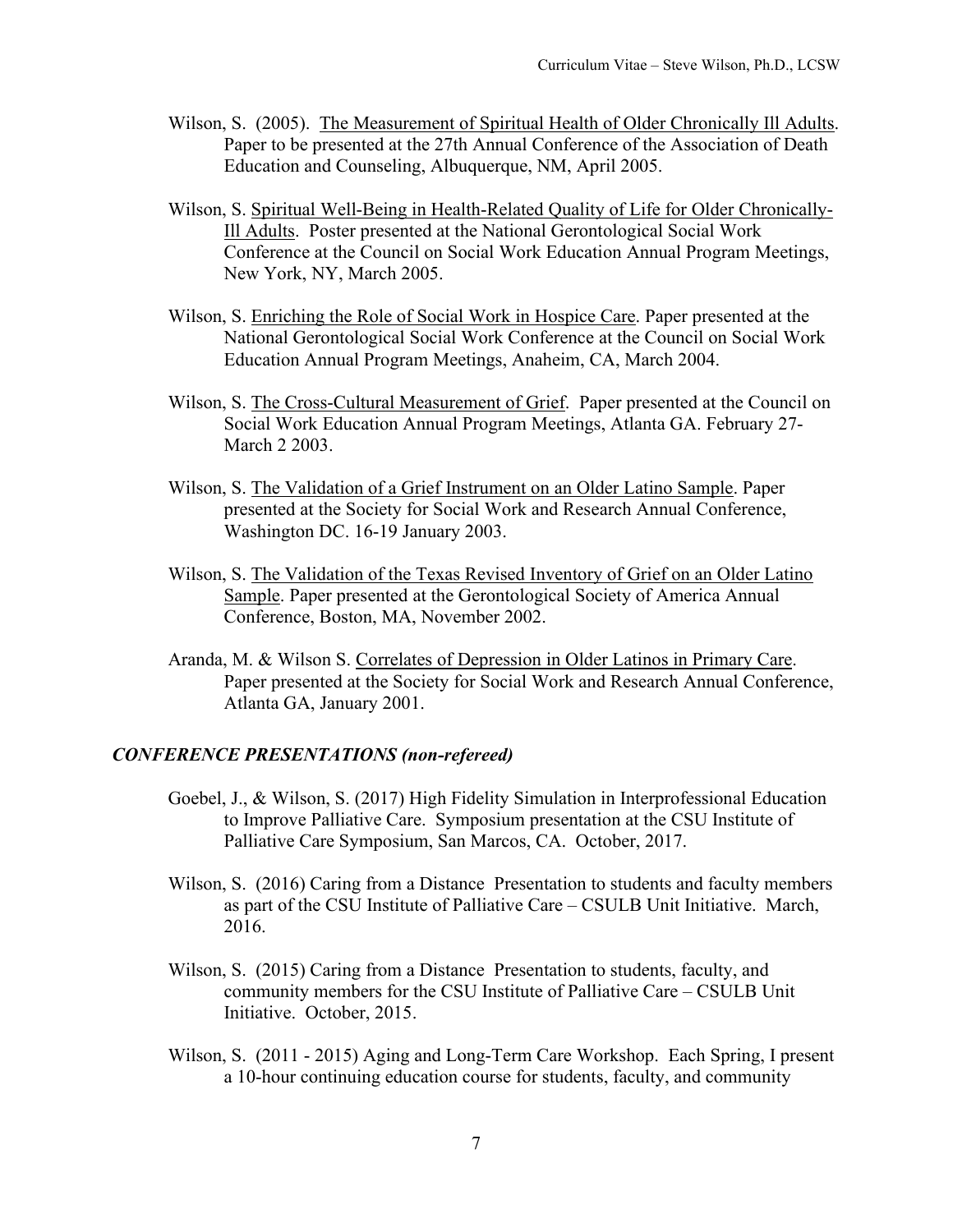Wilson, S. (2005). <u>The Measurement of Spiritual Health of Older Chronically Ill Adults</u>. Paper to be presented at the 27th Annual Conference of the Association of Death Education and Counseling, Albuquerque, NM, April 2005.

Wilson, S. <u>Spiritual Well-Being in Health-Related Quality of Life for Older Chronically-Ill Adults</u>. Poster presented at the National Gerontological Social Work Conference at the Council on Social Work Education Annual Program Meetings, New York, NY, March 2005.

Wilson, S. <u>Enriching the Role of Social Work in Hospice Care</u>. Paper presented at the National Gerontological Social Work Conference at the Council on Social Work Education Annual Program Meetings, Anaheim, CA, March 2004.

Wilson, S. <u>The Cross-Cultural Measurement of Grief</u>. Paper presented at the Council on Social Work Education Annual Program Meetings, Atlanta GA. February 27-March 2 2003.

Wilson, S. <u>The Validation of a Grief Instrument on an Older Latino Sample</u>. Paper presented at the Society for Social Work and Research Annual Conference, Washington DC. 16-19 January 2003.

Wilson, S. <u>The Validation of the Texas Revised Inventory of Grief on an Older Latino Sample</u>. Paper presented at the Gerontological Society of America Annual Conference, Boston, MA, November 2002.

Aranda, M. & Wilson S. <u>Correlates of Depression in Older Latinos in Primary Care</u>. Paper presented at the Society for Social Work and Research Annual Conference, Atlanta GA, January 2001.

### *CONFERENCE PRESENTATIONS (non-refereed)*

Goebel, J., & Wilson, S. (2017) High Fidelity Simulation in Interprofessional Education to Improve Palliative Care. Symposium presentation at the CSU Institute of Palliative Care Symposium, San Marcos, CA. October, 2017.

Wilson, S. (2016) Caring from a Distance Presentation to students and faculty members as part of the CSU Institute of Palliative Care – CSULB Unit Initiative. March, 2016.

Wilson, S. (2015) Caring from a Distance Presentation to students, faculty, and community members for the CSU Institute of Palliative Care – CSULB Unit Initiative. October, 2015.

Wilson, S. (2011 - 2015) Aging and Long-Term Care Workshop. Each Spring, I present a 10-hour continuing education course for students, faculty, and community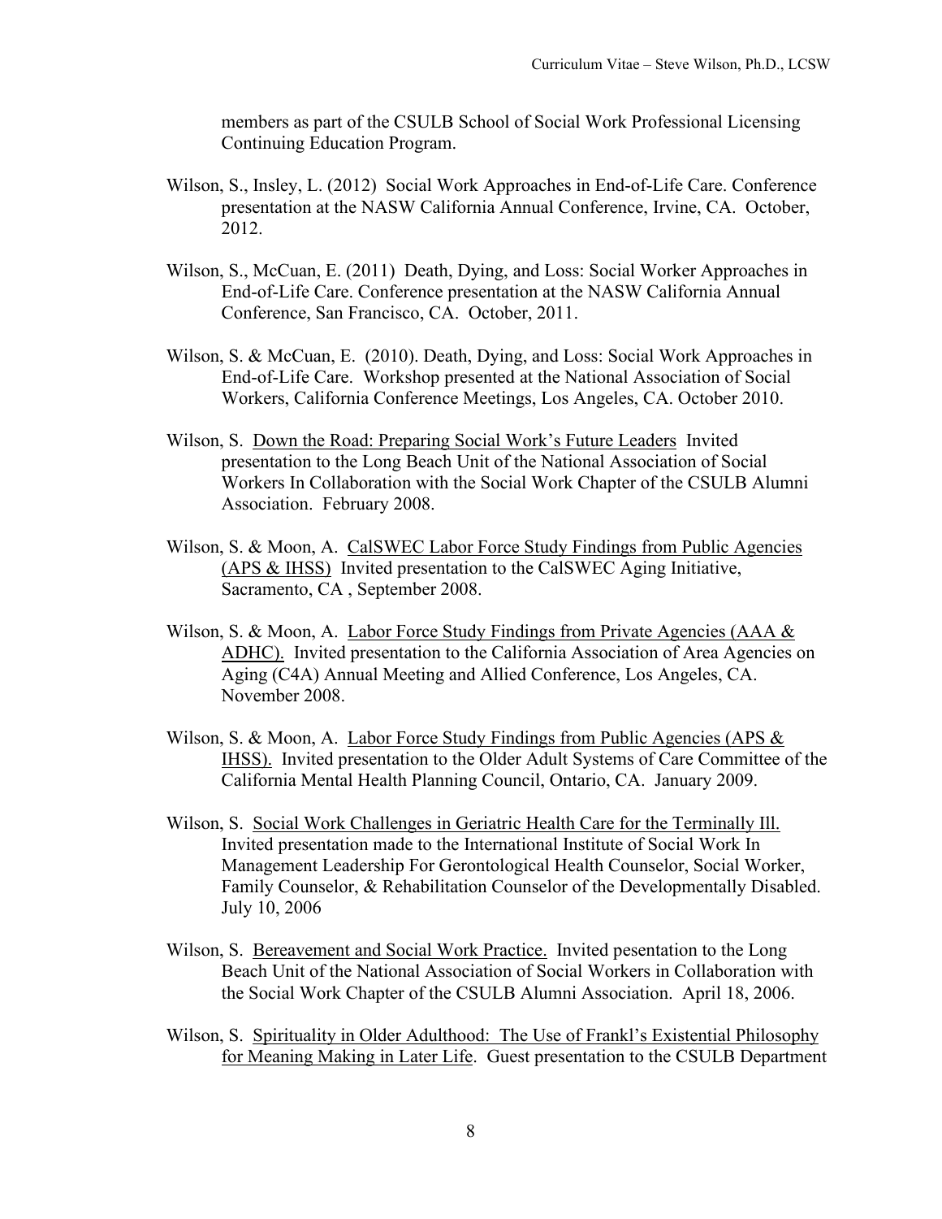members as part of the CSULB School of Social Work Professional Licensing Continuing Education Program.

Wilson, S., Insley, L. (2012) Social Work Approaches in End-of-Life Care. Conference presentation at the NASW California Annual Conference, Irvine, CA. October, 2012.

Wilson, S., McCuan, E. (2011) Death, Dying, and Loss: Social Worker Approaches in End-of-Life Care. Conference presentation at the NASW California Annual Conference, San Francisco, CA. October, 2011.

Wilson, S. & McCuan, E. (2010). Death, Dying, and Loss: Social Work Approaches in End-of-Life Care. Workshop presented at the National Association of Social Workers, California Conference Meetings, Los Angeles, CA. October 2010.

Wilson, S. <u>Down the Road: Preparing Social Work's Future Leaders</u> Invited presentation to the Long Beach Unit of the National Association of Social Workers In Collaboration with the Social Work Chapter of the CSULB Alumni Association. February 2008.

Wilson, S. & Moon, A. <u>CalSWEC Labor Force Study Findings from Public Agencies (APS & IHSS)</u> Invited presentation to the CalSWEC Aging Initiative, Sacramento, CA , September 2008.

Wilson, S. & Moon, A. <u>Labor Force Study Findings from Private Agencies (AAA & ADHC).</u> Invited presentation to the California Association of Area Agencies on Aging (C4A) Annual Meeting and Allied Conference, Los Angeles, CA. November 2008.

Wilson, S. & Moon, A. <u>Labor Force Study Findings from Public Agencies (APS & IHSS).</u> Invited presentation to the Older Adult Systems of Care Committee of the California Mental Health Planning Council, Ontario, CA. January 2009.

Wilson, S. <u>Social Work Challenges in Geriatric Health Care for the Terminally Ill.</u> Invited presentation made to the International Institute of Social Work In Management Leadership For Gerontological Health Counselor, Social Worker, Family Counselor, & Rehabilitation Counselor of the Developmentally Disabled. July 10, 2006

Wilson, S. <u>Bereavement and Social Work Practice.</u> Invited pesentation to the Long Beach Unit of the National Association of Social Workers in Collaboration with the Social Work Chapter of the CSULB Alumni Association. April 18, 2006.

Wilson, S. <u>Spirituality in Older Adulthood: The Use of Frankl's Existential Philosophy for Meaning Making in Later Life</u>. Guest presentation to the CSULB Department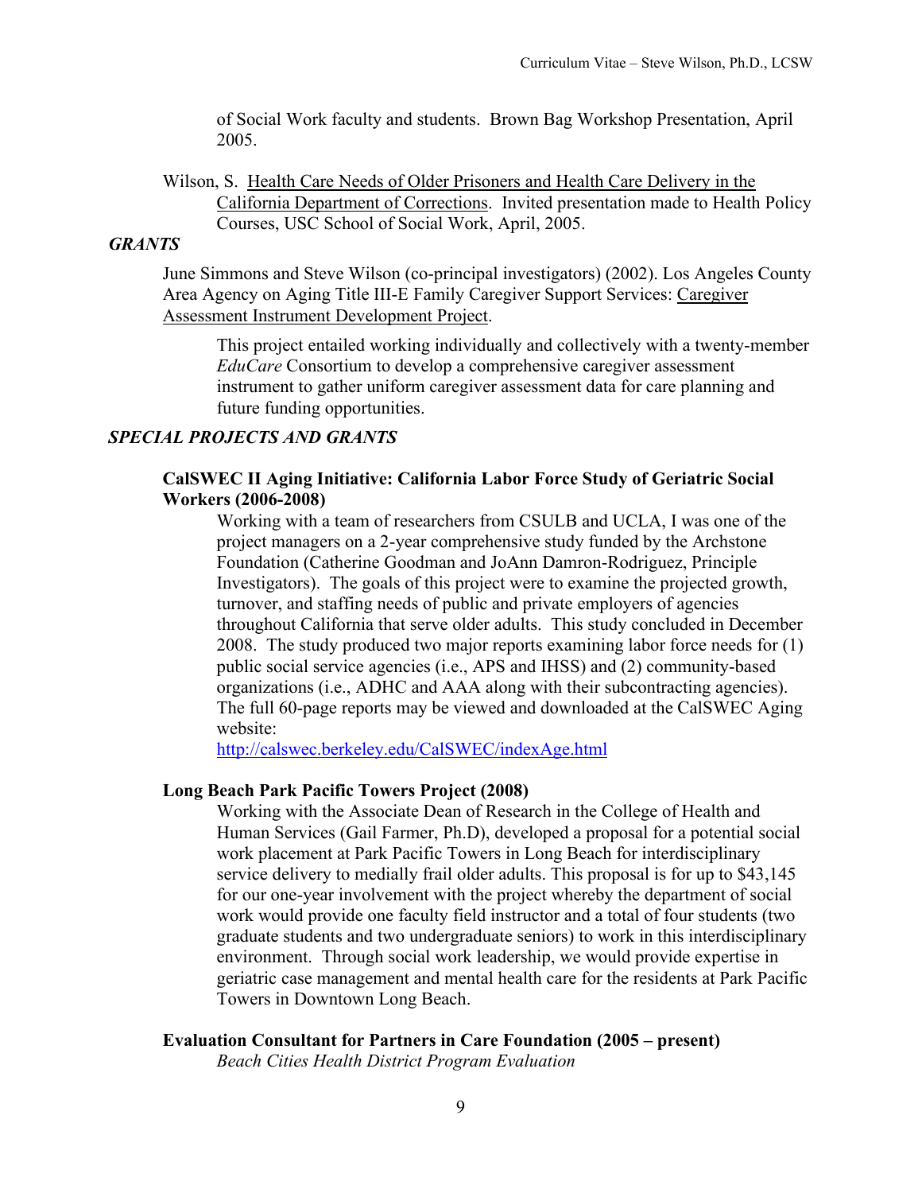of Social Work faculty and students. Brown Bag Workshop Presentation, April 2005.

Wilson, S. Health Care Needs of Older Prisoners and Health Care Delivery in the California Department of Corrections. Invited presentation made to Health Policy Courses, USC School of Social Work, April, 2005.

### *GRANTS*

June Simmons and Steve Wilson (co-principal investigators) (2002). Los Angeles County Area Agency on Aging Title III-E Family Caregiver Support Services: Caregiver Assessment Instrument Development Project.

This project entailed working individually and collectively with a twenty-member *EduCare* Consortium to develop a comprehensive caregiver assessment instrument to gather uniform caregiver assessment data for care planning and future funding opportunities.

### *SPECIAL PROJECTS AND GRANTS*

**CalSWEC II Aging Initiative: California Labor Force Study of Geriatric Social Workers (2006-2008)**

Working with a team of researchers from CSULB and UCLA, I was one of the project managers on a 2-year comprehensive study funded by the Archstone Foundation (Catherine Goodman and JoAnn Damron-Rodriguez, Principle Investigators). The goals of this project were to examine the projected growth, turnover, and staffing needs of public and private employers of agencies throughout California that serve older adults. This study concluded in December 2008. The study produced two major reports examining labor force needs for (1) public social service agencies (i.e., APS and IHSS) and (2) community-based organizations (i.e., ADHC and AAA along with their subcontracting agencies). The full 60-page reports may be viewed and downloaded at the CalSWEC Aging website:
http://calswec.berkeley.edu/CalSWEC/indexAge.html

**Long Beach Park Pacific Towers Project (2008)**

Working with the Associate Dean of Research in the College of Health and Human Services (Gail Farmer, Ph.D), developed a proposal for a potential social work placement at Park Pacific Towers in Long Beach for interdisciplinary service delivery to medially frail older adults. This proposal is for up to $43,145 for our one-year involvement with the project whereby the department of social work would provide one faculty field instructor and a total of four students (two graduate students and two undergraduate seniors) to work in this interdisciplinary environment. Through social work leadership, we would provide expertise in geriatric case management and mental health care for the residents at Park Pacific Towers in Downtown Long Beach.

**Evaluation Consultant for Partners in Care Foundation (2005 – present)**

*Beach Cities Health District Program Evaluation*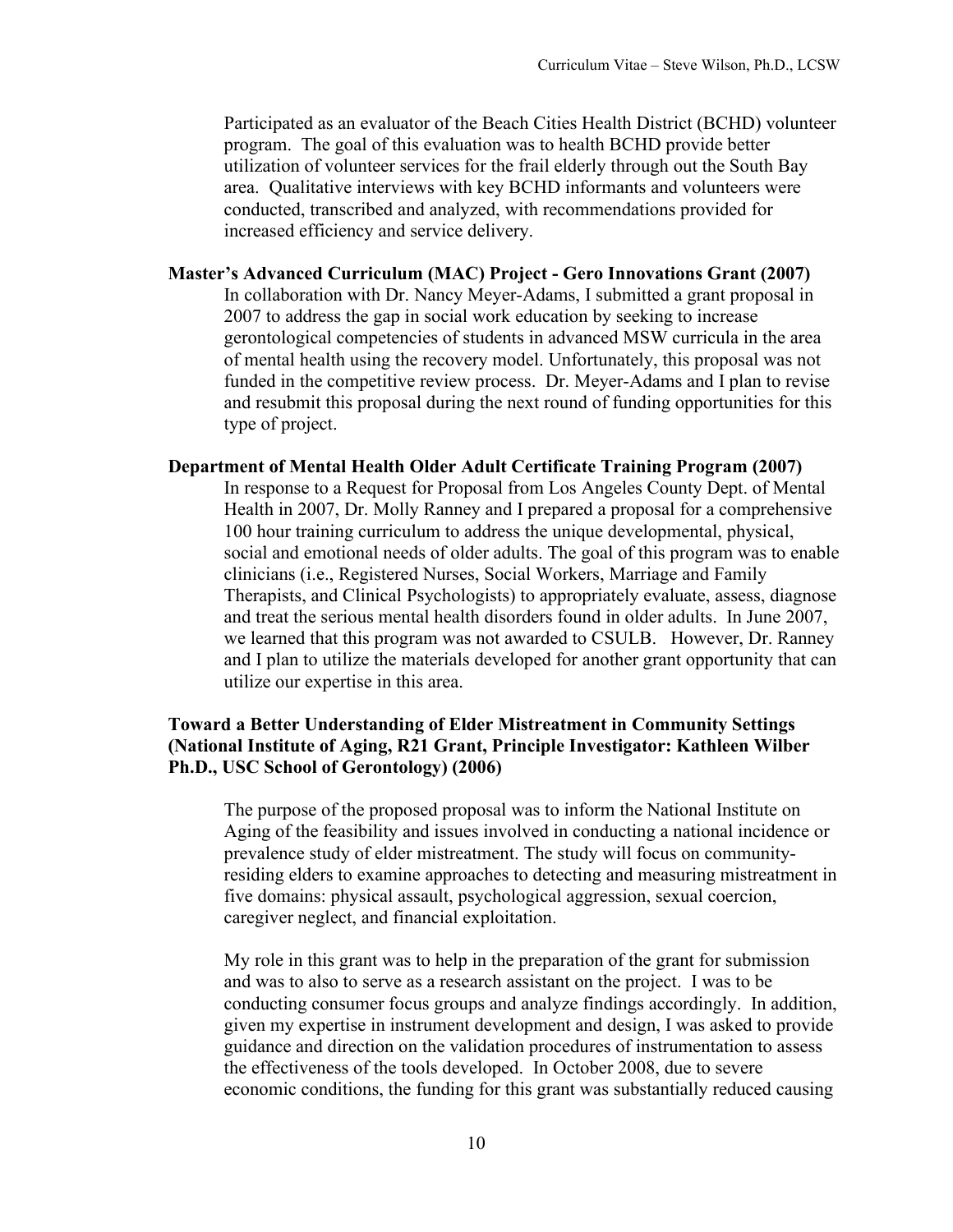Participated as an evaluator of the Beach Cities Health District (BCHD) volunteer program. The goal of this evaluation was to health BCHD provide better utilization of volunteer services for the frail elderly through out the South Bay area. Qualitative interviews with key BCHD informants and volunteers were conducted, transcribed and analyzed, with recommendations provided for increased efficiency and service delivery.

**Master's Advanced Curriculum (MAC) Project - Gero Innovations Grant (2007)**

In collaboration with Dr. Nancy Meyer-Adams, I submitted a grant proposal in 2007 to address the gap in social work education by seeking to increase gerontological competencies of students in advanced MSW curricula in the area of mental health using the recovery model. Unfortunately, this proposal was not funded in the competitive review process. Dr. Meyer-Adams and I plan to revise and resubmit this proposal during the next round of funding opportunities for this type of project.

**Department of Mental Health Older Adult Certificate Training Program (2007)**

In response to a Request for Proposal from Los Angeles County Dept. of Mental Health in 2007, Dr. Molly Ranney and I prepared a proposal for a comprehensive 100 hour training curriculum to address the unique developmental, physical, social and emotional needs of older adults. The goal of this program was to enable clinicians (i.e., Registered Nurses, Social Workers, Marriage and Family Therapists, and Clinical Psychologists) to appropriately evaluate, assess, diagnose and treat the serious mental health disorders found in older adults. In June 2007, we learned that this program was not awarded to CSULB. However, Dr. Ranney and I plan to utilize the materials developed for another grant opportunity that can utilize our expertise in this area.

**Toward a Better Understanding of Elder Mistreatment in Community Settings (National Institute of Aging, R21 Grant, Principle Investigator: Kathleen Wilber Ph.D., USC School of Gerontology) (2006)**

The purpose of the proposed proposal was to inform the National Institute on Aging of the feasibility and issues involved in conducting a national incidence or prevalence study of elder mistreatment. The study will focus on community-residing elders to examine approaches to detecting and measuring mistreatment in five domains: physical assault, psychological aggression, sexual coercion, caregiver neglect, and financial exploitation.

My role in this grant was to help in the preparation of the grant for submission and was to also to serve as a research assistant on the project. I was to be conducting consumer focus groups and analyze findings accordingly. In addition, given my expertise in instrument development and design, I was asked to provide guidance and direction on the validation procedures of instrumentation to assess the effectiveness of the tools developed. In October 2008, due to severe economic conditions, the funding for this grant was substantially reduced causing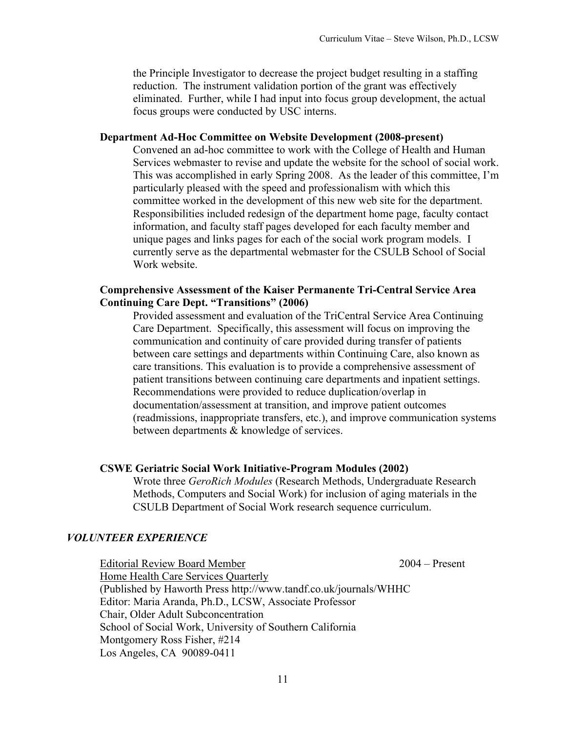the Principle Investigator to decrease the project budget resulting in a staffing reduction. The instrument validation portion of the grant was effectively eliminated. Further, while I had input into focus group development, the actual focus groups were conducted by USC interns.

**Department Ad-Hoc Committee on Website Development (2008-present)**

Convened an ad-hoc committee to work with the College of Health and Human Services webmaster to revise and update the website for the school of social work. This was accomplished in early Spring 2008. As the leader of this committee, I'm particularly pleased with the speed and professionalism with which this committee worked in the development of this new web site for the department. Responsibilities included redesign of the department home page, faculty contact information, and faculty staff pages developed for each faculty member and unique pages and links pages for each of the social work program models. I currently serve as the departmental webmaster for the CSULB School of Social Work website.

**Comprehensive Assessment of the Kaiser Permanente Tri-Central Service Area Continuing Care Dept. "Transitions" (2006)**

Provided assessment and evaluation of the TriCentral Service Area Continuing Care Department. Specifically, this assessment will focus on improving the communication and continuity of care provided during transfer of patients between care settings and departments within Continuing Care, also known as care transitions. This evaluation is to provide a comprehensive assessment of patient transitions between continuing care departments and inpatient settings. Recommendations were provided to reduce duplication/overlap in documentation/assessment at transition, and improve patient outcomes (readmissions, inappropriate transfers, etc.), and improve communication systems between departments & knowledge of services.

**CSWE Geriatric Social Work Initiative-Program Modules (2002)**

Wrote three *GeroRich Modules* (Research Methods, Undergraduate Research Methods, Computers and Social Work) for inclusion of aging materials in the CSULB Department of Social Work research sequence curriculum.

## *VOLUNTEER EXPERIENCE*

<u>Editorial Review Board Member</u> 2004 – Present
<u>Home Health Care Services Quarterly</u>
(Published by Haworth Press http://www.tandf.co.uk/journals/WHHC
Editor: Maria Aranda, Ph.D., LCSW, Associate Professor
Chair, Older Adult Subconcentration
School of Social Work, University of Southern California
Montgomery Ross Fisher, #214
Los Angeles, CA 90089-0411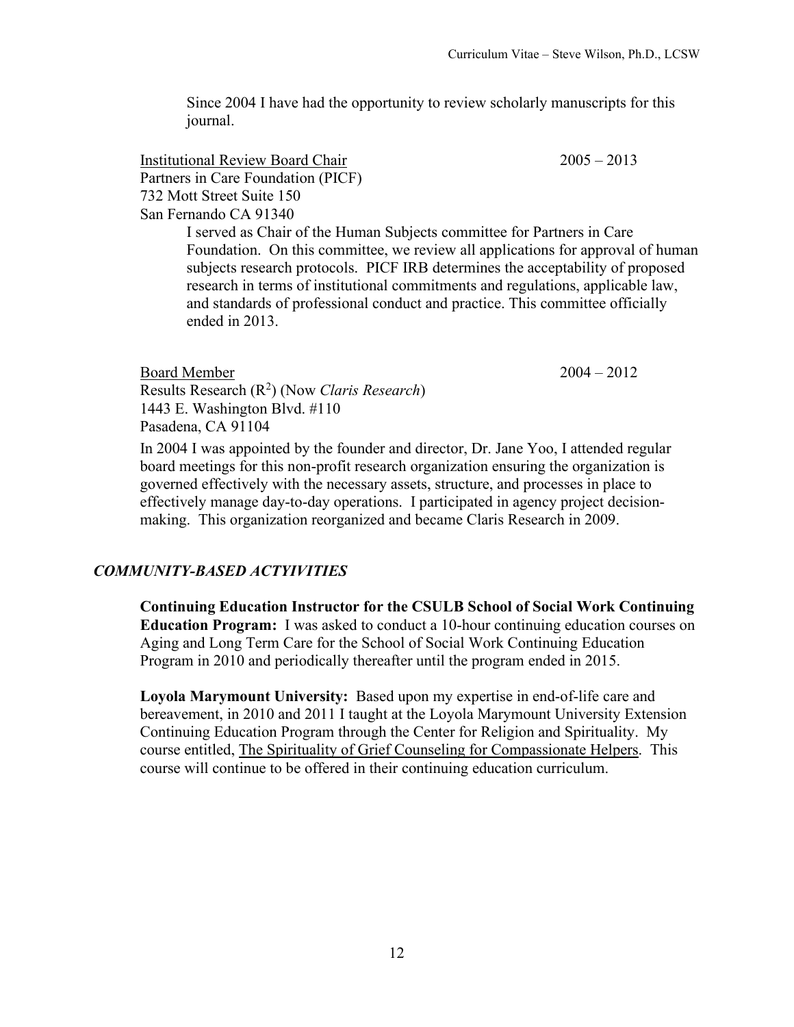Since 2004 I have had the opportunity to review scholarly manuscripts for this journal.

Institutional Review Board Chair 2005 – 2013
Partners in Care Foundation (PICF)
732 Mott Street Suite 150
San Fernando CA 91340

I served as Chair of the Human Subjects committee for Partners in Care Foundation. On this committee, we review all applications for approval of human subjects research protocols. PICF IRB determines the acceptability of proposed research in terms of institutional commitments and regulations, applicable law, and standards of professional conduct and practice. This committee officially ended in 2013.

Board Member 2004 – 2012
Results Research ($R^2$) (Now *Claris Research*)
1443 E. Washington Blvd. #110
Pasadena, CA 91104

In 2004 I was appointed by the founder and director, Dr. Jane Yoo, I attended regular board meetings for this non-profit research organization ensuring the organization is governed effectively with the necessary assets, structure, and processes in place to effectively manage day-to-day operations. I participated in agency project decision-making. This organization reorganized and became Claris Research in 2009.

### *COMMUNITY-BASED ACTYIVITIES*

**Continuing Education Instructor for the CSULB School of Social Work Continuing Education Program:** I was asked to conduct a 10-hour continuing education courses on Aging and Long Term Care for the School of Social Work Continuing Education Program in 2010 and periodically thereafter until the program ended in 2015.

**Loyola Marymount University:** Based upon my expertise in end-of-life care and bereavement, in 2010 and 2011 I taught at the Loyola Marymount University Extension Continuing Education Program through the Center for Religion and Spirituality. My course entitled, The Spirituality of Grief Counseling for Compassionate Helpers. This course will continue to be offered in their continuing education curriculum.